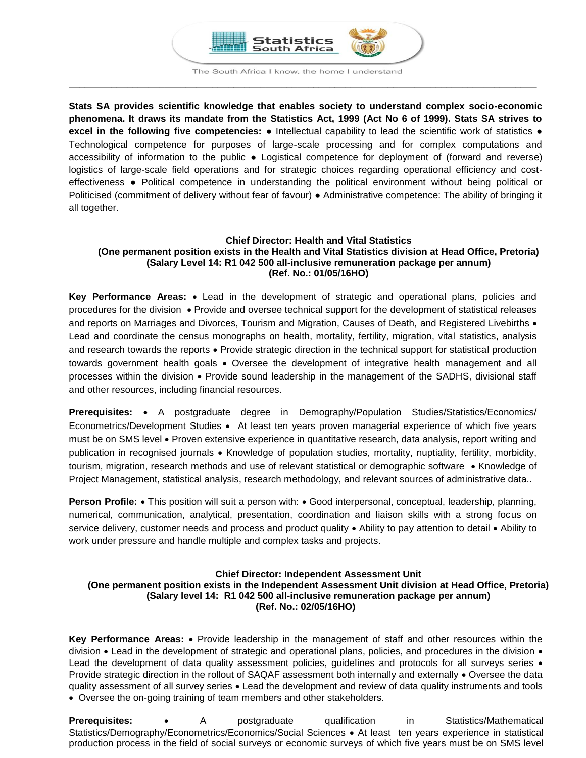Statistics South Africa

The South Africa I know, the home I understand

**Stats SA provides scientific knowledge that enables society to understand complex socio-economic phenomena. It draws its mandate from the Statistics Act, 1999 (Act No 6 of 1999). Stats SA strives to excel in the following five competencies:** ● Intellectual capability to lead the scientific work of statistics ● Technological competence for purposes of large-scale processing and for complex computations and accessibility of information to the public ● Logistical competence for deployment of (forward and reverse) logistics of large-scale field operations and for strategic choices regarding operational efficiency and cost-effectiveness ● Political competence in understanding the political environment without being political or Politicised (commitment of delivery without fear of favour) ● Administrative competence: The ability of bringing it all together.

**Chief Director: Health and Vital Statistics**
**(One permanent position exists in the Health and Vital Statistics division at Head Office, Pretoria)**
**(Salary Level 14: R1 042 500 all-inclusive remuneration package per annum)**
**(Ref. No.: 01/05/16HO)**

**Key Performance Areas:** • Lead in the development of strategic and operational plans, policies and procedures for the division • Provide and oversee technical support for the development of statistical releases and reports on Marriages and Divorces, Tourism and Migration, Causes of Death, and Registered Livebirths • Lead and coordinate the census monographs on health, mortality, fertility, migration, vital statistics, analysis and research towards the reports • Provide strategic direction in the technical support for statistical production towards government health goals • Oversee the development of integrative health management and all processes within the division • Provide sound leadership in the management of the SADHS, divisional staff and other resources, including financial resources.

**Prerequisites:** • A postgraduate degree in Demography/Population Studies/Statistics/Economics/Econometrics/Development Studies • At least ten years proven managerial experience of which five years must be on SMS level • Proven extensive experience in quantitative research, data analysis, report writing and publication in recognised journals • Knowledge of population studies, mortality, nuptiality, fertility, morbidity, tourism, migration, research methods and use of relevant statistical or demographic software • Knowledge of Project Management, statistical analysis, research methodology, and relevant sources of administrative data..

**Person Profile:** • This position will suit a person with: • Good interpersonal, conceptual, leadership, planning, numerical, communication, analytical, presentation, coordination and liaison skills with a strong focus on service delivery, customer needs and process and product quality • Ability to pay attention to detail • Ability to work under pressure and handle multiple and complex tasks and projects.

**Chief Director: Independent Assessment Unit**
**(One permanent position exists in the Independent Assessment Unit division at Head Office, Pretoria)**
**(Salary level 14: R1 042 500 all-inclusive remuneration package per annum)**
**(Ref. No.: 02/05/16HO)**

**Key Performance Areas:** • Provide leadership in the management of staff and other resources within the division • Lead in the development of strategic and operational plans, policies, and procedures in the division • Lead the development of data quality assessment policies, guidelines and protocols for all surveys series • Provide strategic direction in the rollout of SAQAF assessment both internally and externally • Oversee the data quality assessment of all survey series • Lead the development and review of data quality instruments and tools • Oversee the on-going training of team members and other stakeholders.

**Prerequisites:** • A postgraduate qualification in Statistics/Mathematical Statistics/Demography/Econometrics/Economics/Social Sciences • At least ten years experience in statistical production process in the field of social surveys or economic surveys of which five years must be on SMS level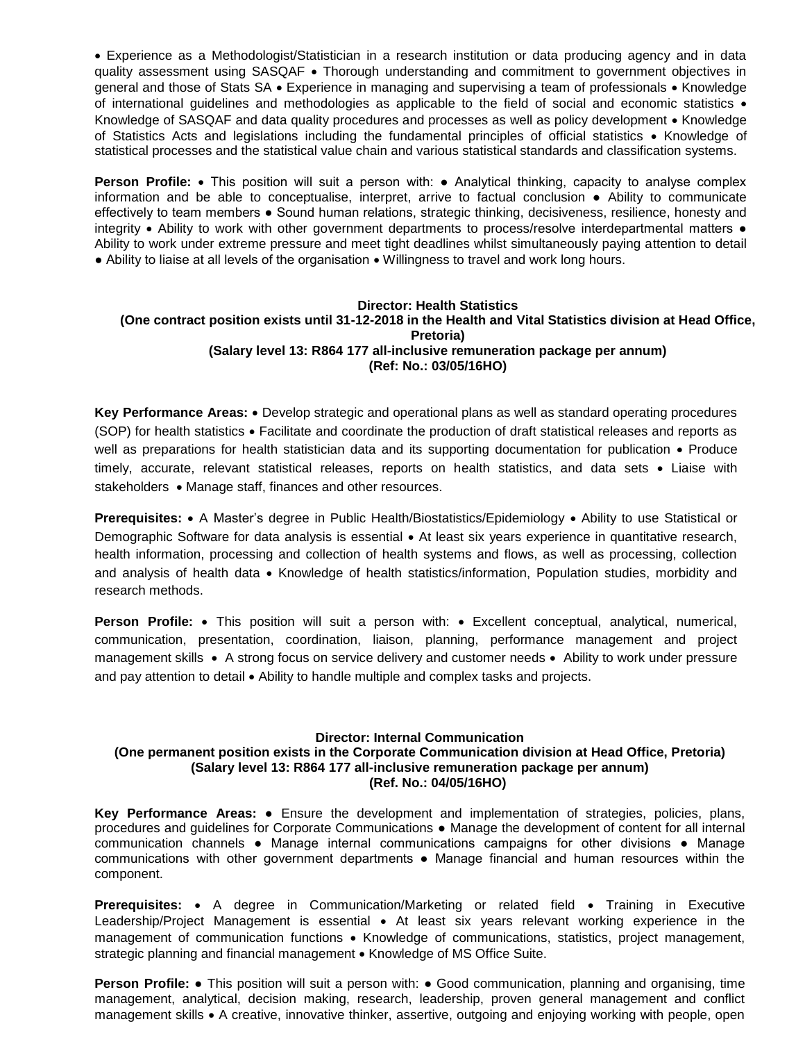• Experience as a Methodologist/Statistician in a research institution or data producing agency and in data quality assessment using SASQAF • Thorough understanding and commitment to government objectives in general and those of Stats SA • Experience in managing and supervising a team of professionals • Knowledge of international guidelines and methodologies as applicable to the field of social and economic statistics • Knowledge of SASQAF and data quality procedures and processes as well as policy development • Knowledge of Statistics Acts and legislations including the fundamental principles of official statistics • Knowledge of statistical processes and the statistical value chain and various statistical standards and classification systems.

**Person Profile:** • This position will suit a person with: ● Analytical thinking, capacity to analyse complex information and be able to conceptualise, interpret, arrive to factual conclusion ● Ability to communicate effectively to team members ● Sound human relations, strategic thinking, decisiveness, resilience, honesty and integrity • Ability to work with other government departments to process/resolve interdepartmental matters ● Ability to work under extreme pressure and meet tight deadlines whilst simultaneously paying attention to detail ● Ability to liaise at all levels of the organisation • Willingness to travel and work long hours.

**Director: Health Statistics**
**(One contract position exists until 31-12-2018 in the Health and Vital Statistics division at Head Office, Pretoria)**
**(Salary level 13: R864 177 all-inclusive remuneration package per annum)**
**(Ref. No.: 03/05/16HO)**

**Key Performance Areas:** • Develop strategic and operational plans as well as standard operating procedures (SOP) for health statistics • Facilitate and coordinate the production of draft statistical releases and reports as well as preparations for health statistician data and its supporting documentation for publication • Produce timely, accurate, relevant statistical releases, reports on health statistics, and data sets • Liaise with stakeholders • Manage staff, finances and other resources.

**Prerequisites:** • A Master's degree in Public Health/Biostatistics/Epidemiology • Ability to use Statistical or Demographic Software for data analysis is essential • At least six years experience in quantitative research, health information, processing and collection of health systems and flows, as well as processing, collection and analysis of health data • Knowledge of health statistics/information, Population studies, morbidity and research methods.

**Person Profile:** • This position will suit a person with: • Excellent conceptual, analytical, numerical, communication, presentation, coordination, liaison, planning, performance management and project management skills • A strong focus on service delivery and customer needs • Ability to work under pressure and pay attention to detail • Ability to handle multiple and complex tasks and projects.

**Director: Internal Communication**
**(One permanent position exists in the Corporate Communication division at Head Office, Pretoria)**
**(Salary level 13: R864 177 all-inclusive remuneration package per annum)**
**(Ref. No.: 04/05/16HO)**

**Key Performance Areas:** ● Ensure the development and implementation of strategies, policies, plans, procedures and guidelines for Corporate Communications ● Manage the development of content for all internal communication channels ● Manage internal communications campaigns for other divisions ● Manage communications with other government departments ● Manage financial and human resources within the component.

**Prerequisites:** • A degree in Communication/Marketing or related field • Training in Executive Leadership/Project Management is essential • At least six years relevant working experience in the management of communication functions • Knowledge of communications, statistics, project management, strategic planning and financial management • Knowledge of MS Office Suite.

**Person Profile:** ● This position will suit a person with: ● Good communication, planning and organising, time management, analytical, decision making, research, leadership, proven general management and conflict management skills • A creative, innovative thinker, assertive, outgoing and enjoying working with people, open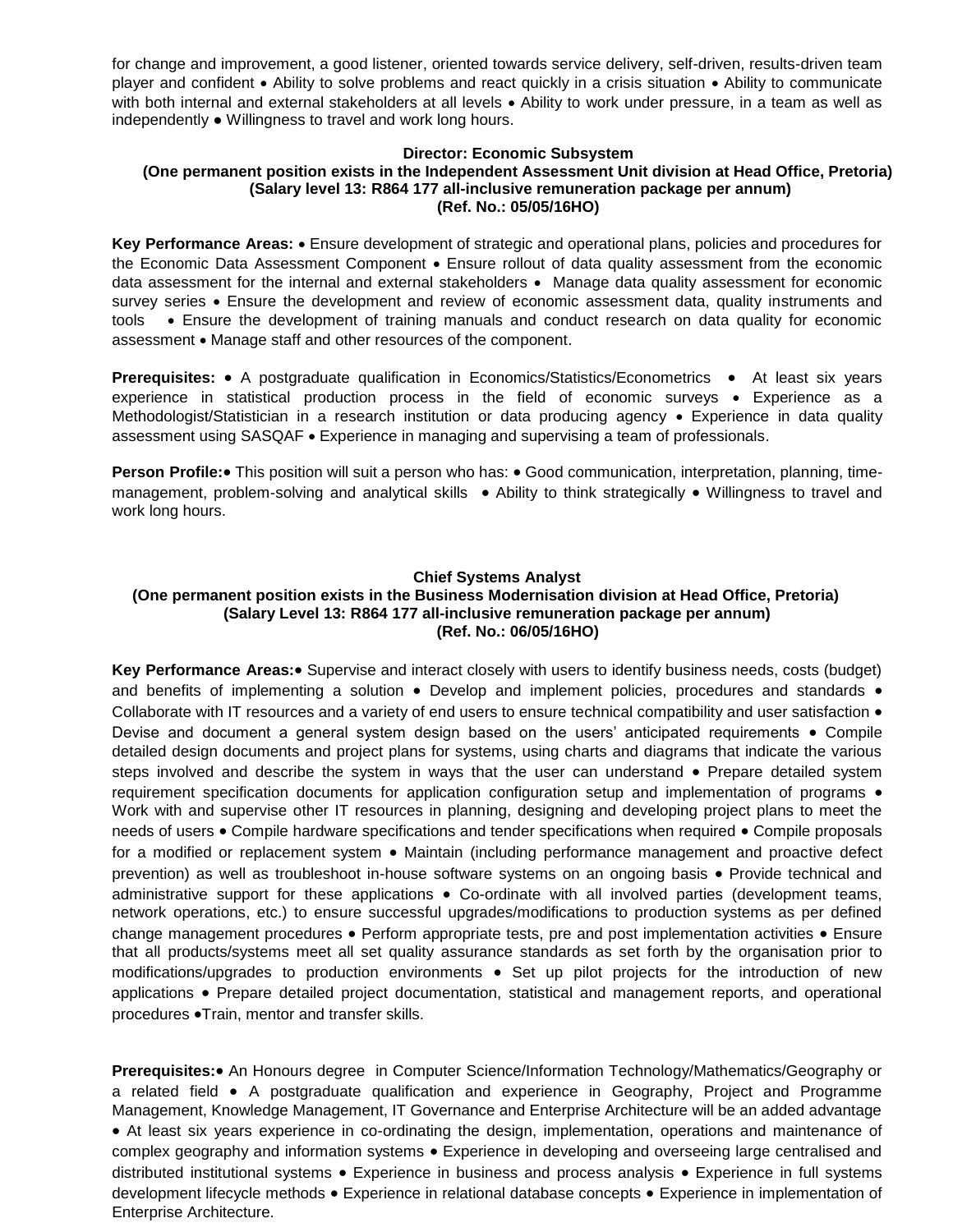for change and improvement, a good listener, oriented towards service delivery, self-driven, results-driven team player and confident • Ability to solve problems and react quickly in a crisis situation • Ability to communicate with both internal and external stakeholders at all levels • Ability to work under pressure, in a team as well as independently • Willingness to travel and work long hours.

**Director: Economic Subsystem**
**(One permanent position exists in the Independent Assessment Unit division at Head Office, Pretoria)**
**(Salary level 13: R864 177 all-inclusive remuneration package per annum)**
**(Ref. No.: 05/05/16HO)**

**Key Performance Areas:** • Ensure development of strategic and operational plans, policies and procedures for the Economic Data Assessment Component • Ensure rollout of data quality assessment from the economic data assessment for the internal and external stakeholders • Manage data quality assessment for economic survey series • Ensure the development and review of economic assessment data, quality instruments and tools • Ensure the development of training manuals and conduct research on data quality for economic assessment • Manage staff and other resources of the component.

**Prerequisites:** • A postgraduate qualification in Economics/Statistics/Econometrics • At least six years experience in statistical production process in the field of economic surveys • Experience as a Methodologist/Statistician in a research institution or data producing agency • Experience in data quality assessment using SASQAF • Experience in managing and supervising a team of professionals.

**Person Profile:**• This position will suit a person who has: • Good communication, interpretation, planning, time-management, problem-solving and analytical skills • Ability to think strategically • Willingness to travel and work long hours.

**Chief Systems Analyst**
**(One permanent position exists in the Business Modernisation division at Head Office, Pretoria)**
**(Salary Level 13: R864 177 all-inclusive remuneration package per annum)**
**(Ref. No.: 06/05/16HO)**

**Key Performance Areas:**• Supervise and interact closely with users to identify business needs, costs (budget) and benefits of implementing a solution • Develop and implement policies, procedures and standards • Collaborate with IT resources and a variety of end users to ensure technical compatibility and user satisfaction • Devise and document a general system design based on the users' anticipated requirements • Compile detailed design documents and project plans for systems, using charts and diagrams that indicate the various steps involved and describe the system in ways that the user can understand • Prepare detailed system requirement specification documents for application configuration setup and implementation of programs • Work with and supervise other IT resources in planning, designing and developing project plans to meet the needs of users • Compile hardware specifications and tender specifications when required • Compile proposals for a modified or replacement system • Maintain (including performance management and proactive defect prevention) as well as troubleshoot in-house software systems on an ongoing basis • Provide technical and administrative support for these applications • Co-ordinate with all involved parties (development teams, network operations, etc.) to ensure successful upgrades/modifications to production systems as per defined change management procedures • Perform appropriate tests, pre and post implementation activities • Ensure that all products/systems meet all set quality assurance standards as set forth by the organisation prior to modifications/upgrades to production environments • Set up pilot projects for the introduction of new applications • Prepare detailed project documentation, statistical and management reports, and operational procedures •Train, mentor and transfer skills.

**Prerequisites:**• An Honours degree in Computer Science/Information Technology/Mathematics/Geography or a related field • A postgraduate qualification and experience in Geography, Project and Programme Management, Knowledge Management, IT Governance and Enterprise Architecture will be an added advantage • At least six years experience in co-ordinating the design, implementation, operations and maintenance of complex geography and information systems • Experience in developing and overseeing large centralised and distributed institutional systems • Experience in business and process analysis • Experience in full systems development lifecycle methods • Experience in relational database concepts • Experience in implementation of Enterprise Architecture.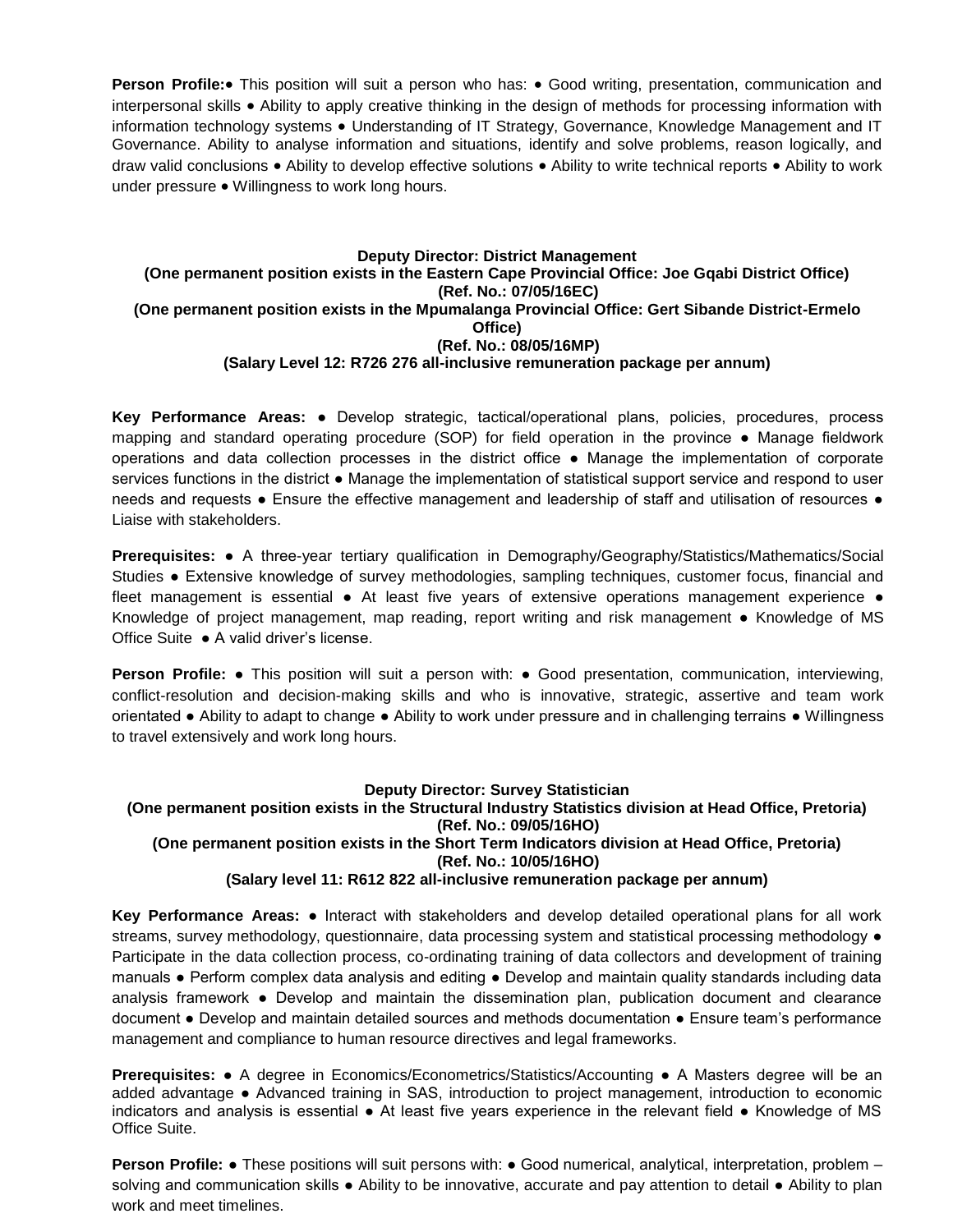**Person Profile:**• This position will suit a person who has: • Good writing, presentation, communication and interpersonal skills • Ability to apply creative thinking in the design of methods for processing information with information technology systems • Understanding of IT Strategy, Governance, Knowledge Management and IT Governance. Ability to analyse information and situations, identify and solve problems, reason logically, and draw valid conclusions • Ability to develop effective solutions • Ability to write technical reports • Ability to work under pressure • Willingness to work long hours.

**Deputy Director: District Management**
**(One permanent position exists in the Eastern Cape Provincial Office: Joe Gqabi District Office)**
**(Ref. No.: 07/05/16EC)**
**(One permanent position exists in the Mpumalanga Provincial Office: Gert Sibande District-Ermelo Office)**
**(Ref. No.: 08/05/16MP)**
**(Salary Level 12: R726 276 all-inclusive remuneration package per annum)**

**Key Performance Areas:** ● Develop strategic, tactical/operational plans, policies, procedures, process mapping and standard operating procedure (SOP) for field operation in the province ● Manage fieldwork operations and data collection processes in the district office ● Manage the implementation of corporate services functions in the district ● Manage the implementation of statistical support service and respond to user needs and requests ● Ensure the effective management and leadership of staff and utilisation of resources ● Liaise with stakeholders.

**Prerequisites:** ● A three-year tertiary qualification in Demography/Geography/Statistics/Mathematics/Social Studies ● Extensive knowledge of survey methodologies, sampling techniques, customer focus, financial and fleet management is essential ● At least five years of extensive operations management experience ● Knowledge of project management, map reading, report writing and risk management ● Knowledge of MS Office Suite ● A valid driver's license.

**Person Profile:** ● This position will suit a person with: ● Good presentation, communication, interviewing, conflict-resolution and decision-making skills and who is innovative, strategic, assertive and team work orientated ● Ability to adapt to change ● Ability to work under pressure and in challenging terrains ● Willingness to travel extensively and work long hours.

**Deputy Director: Survey Statistician**
**(One permanent position exists in the Structural Industry Statistics division at Head Office, Pretoria)**
**(Ref. No.: 09/05/16HO)**
**(One permanent position exists in the Short Term Indicators division at Head Office, Pretoria)**
**(Ref. No.: 10/05/16HO)**
**(Salary level 11: R612 822 all-inclusive remuneration package per annum)**

**Key Performance Areas:** ● Interact with stakeholders and develop detailed operational plans for all work streams, survey methodology, questionnaire, data processing system and statistical processing methodology ● Participate in the data collection process, co-ordinating training of data collectors and development of training manuals ● Perform complex data analysis and editing ● Develop and maintain quality standards including data analysis framework ● Develop and maintain the dissemination plan, publication document and clearance document ● Develop and maintain detailed sources and methods documentation ● Ensure team's performance management and compliance to human resource directives and legal frameworks.

**Prerequisites:** ● A degree in Economics/Econometrics/Statistics/Accounting ● A Masters degree will be an added advantage ● Advanced training in SAS, introduction to project management, introduction to economic indicators and analysis is essential ● At least five years experience in the relevant field ● Knowledge of MS Office Suite.

**Person Profile:** ● These positions will suit persons with: ● Good numerical, analytical, interpretation, problem – solving and communication skills ● Ability to be innovative, accurate and pay attention to detail ● Ability to plan work and meet timelines.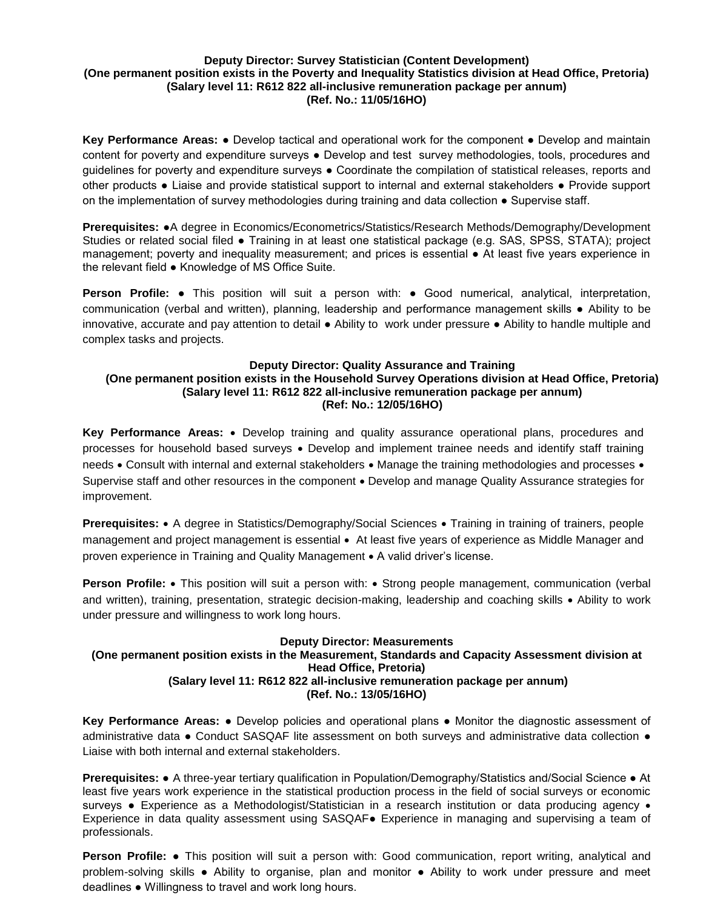**Deputy Director: Survey Statistician (Content Development)**
**(One permanent position exists in the Poverty and Inequality Statistics division at Head Office, Pretoria)**
**(Salary level 11: R612 822 all-inclusive remuneration package per annum)**
**(Ref. No.: 11/05/16HO)**

**Key Performance Areas:** ● Develop tactical and operational work for the component ● Develop and maintain content for poverty and expenditure surveys ● Develop and test survey methodologies, tools, procedures and guidelines for poverty and expenditure surveys ● Coordinate the compilation of statistical releases, reports and other products ● Liaise and provide statistical support to internal and external stakeholders ● Provide support on the implementation of survey methodologies during training and data collection ● Supervise staff.

**Prerequisites:** ●A degree in Economics/Econometrics/Statistics/Research Methods/Demography/Development Studies or related social filed ● Training in at least one statistical package (e.g. SAS, SPSS, STATA); project management; poverty and inequality measurement; and prices is essential ● At least five years experience in the relevant field ● Knowledge of MS Office Suite.

**Person Profile:** ● This position will suit a person with: ● Good numerical, analytical, interpretation, communication (verbal and written), planning, leadership and performance management skills ● Ability to be innovative, accurate and pay attention to detail ● Ability to work under pressure ● Ability to handle multiple and complex tasks and projects.

**Deputy Director: Quality Assurance and Training**
**(One permanent position exists in the Household Survey Operations division at Head Office, Pretoria)**
**(Salary level 11: R612 822 all-inclusive remuneration package per annum)**
**(Ref: No.: 12/05/16HO)**

**Key Performance Areas:** • Develop training and quality assurance operational plans, procedures and processes for household based surveys • Develop and implement trainee needs and identify staff training needs • Consult with internal and external stakeholders • Manage the training methodologies and processes • Supervise staff and other resources in the component • Develop and manage Quality Assurance strategies for improvement.

**Prerequisites:** • A degree in Statistics/Demography/Social Sciences • Training in training of trainers, people management and project management is essential • At least five years of experience as Middle Manager and proven experience in Training and Quality Management • A valid driver's license.

**Person Profile:** • This position will suit a person with: • Strong people management, communication (verbal and written), training, presentation, strategic decision-making, leadership and coaching skills • Ability to work under pressure and willingness to work long hours.

**Deputy Director: Measurements**
**(One permanent position exists in the Measurement, Standards and Capacity Assessment division at Head Office, Pretoria)**
**(Salary level 11: R612 822 all-inclusive remuneration package per annum)**
**(Ref. No.: 13/05/16HO)**

**Key Performance Areas:** ● Develop policies and operational plans ● Monitor the diagnostic assessment of administrative data ● Conduct SASQAF lite assessment on both surveys and administrative data collection ● Liaise with both internal and external stakeholders.

**Prerequisites:** ● A three-year tertiary qualification in Population/Demography/Statistics and/Social Science ● At least five years work experience in the statistical production process in the field of social surveys or economic surveys ● Experience as a Methodologist/Statistician in a research institution or data producing agency • Experience in data quality assessment using SASQAF● Experience in managing and supervising a team of professionals.

**Person Profile:** ● This position will suit a person with: Good communication, report writing, analytical and problem-solving skills ● Ability to organise, plan and monitor ● Ability to work under pressure and meet deadlines ● Willingness to travel and work long hours.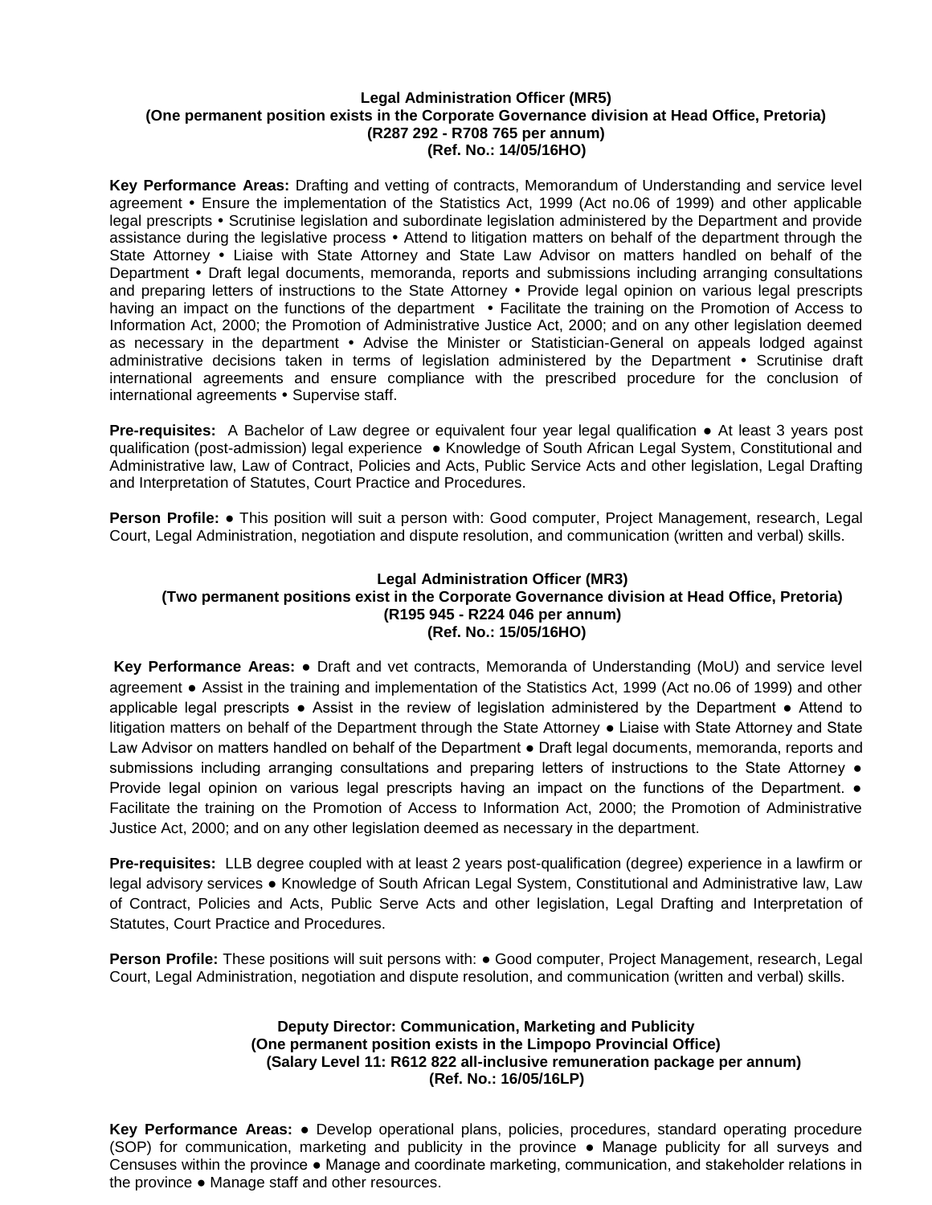**Legal Administration Officer (MR5)**
**(One permanent position exists in the Corporate Governance division at Head Office, Pretoria)**
**(R287 292 - R708 765 per annum)**
**(Ref. No.: 14/05/16HO)**

**Key Performance Areas:** Drafting and vetting of contracts, Memorandum of Understanding and service level agreement • Ensure the implementation of the Statistics Act, 1999 (Act no.06 of 1999) and other applicable legal prescripts • Scrutinise legislation and subordinate legislation administered by the Department and provide assistance during the legislative process • Attend to litigation matters on behalf of the department through the State Attorney • Liaise with State Attorney and State Law Advisor on matters handled on behalf of the Department • Draft legal documents, memoranda, reports and submissions including arranging consultations and preparing letters of instructions to the State Attorney • Provide legal opinion on various legal prescripts having an impact on the functions of the department • Facilitate the training on the Promotion of Access to Information Act, 2000; the Promotion of Administrative Justice Act, 2000; and on any other legislation deemed as necessary in the department • Advise the Minister or Statistician-General on appeals lodged against administrative decisions taken in terms of legislation administered by the Department • Scrutinise draft international agreements and ensure compliance with the prescribed procedure for the conclusion of international agreements • Supervise staff.

**Pre-requisites:** A Bachelor of Law degree or equivalent four year legal qualification ● At least 3 years post qualification (post-admission) legal experience ● Knowledge of South African Legal System, Constitutional and Administrative law, Law of Contract, Policies and Acts, Public Service Acts and other legislation, Legal Drafting and Interpretation of Statutes, Court Practice and Procedures.

**Person Profile:** ● This position will suit a person with: Good computer, Project Management, research, Legal Court, Legal Administration, negotiation and dispute resolution, and communication (written and verbal) skills.

**Legal Administration Officer (MR3)**
**(Two permanent positions exist in the Corporate Governance division at Head Office, Pretoria)**
**(R195 945 - R224 046 per annum)**
**(Ref. No.: 15/05/16HO)**

**Key Performance Areas:** ● Draft and vet contracts, Memoranda of Understanding (MoU) and service level agreement ● Assist in the training and implementation of the Statistics Act, 1999 (Act no.06 of 1999) and other applicable legal prescripts ● Assist in the review of legislation administered by the Department ● Attend to litigation matters on behalf of the Department through the State Attorney ● Liaise with State Attorney and State Law Advisor on matters handled on behalf of the Department ● Draft legal documents, memoranda, reports and submissions including arranging consultations and preparing letters of instructions to the State Attorney ● Provide legal opinion on various legal prescripts having an impact on the functions of the Department. ● Facilitate the training on the Promotion of Access to Information Act, 2000; the Promotion of Administrative Justice Act, 2000; and on any other legislation deemed as necessary in the department.

**Pre-requisites:** LLB degree coupled with at least 2 years post-qualification (degree) experience in a lawfirm or legal advisory services ● Knowledge of South African Legal System, Constitutional and Administrative law, Law of Contract, Policies and Acts, Public Serve Acts and other legislation, Legal Drafting and Interpretation of Statutes, Court Practice and Procedures.

**Person Profile:** These positions will suit persons with: ● Good computer, Project Management, research, Legal Court, Legal Administration, negotiation and dispute resolution, and communication (written and verbal) skills.

**Deputy Director: Communication, Marketing and Publicity**
**(One permanent position exists in the Limpopo Provincial Office)**
**(Salary Level 11: R612 822 all-inclusive remuneration package per annum)**
**(Ref. No.: 16/05/16LP)**

**Key Performance Areas:** ● Develop operational plans, policies, procedures, standard operating procedure (SOP) for communication, marketing and publicity in the province ● Manage publicity for all surveys and Censuses within the province ● Manage and coordinate marketing, communication, and stakeholder relations in the province ● Manage staff and other resources.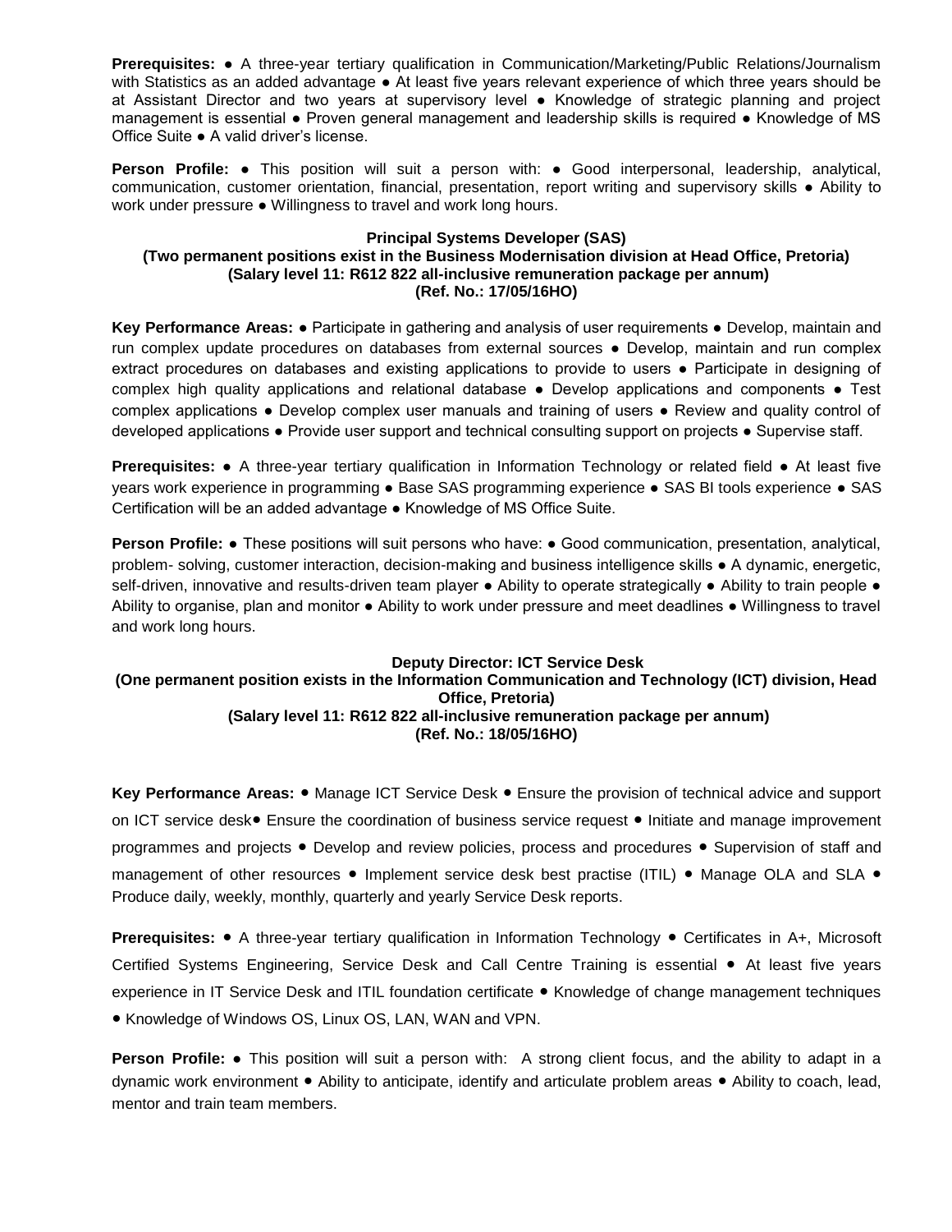**Prerequisites:** ● A three-year tertiary qualification in Communication/Marketing/Public Relations/Journalism with Statistics as an added advantage ● At least five years relevant experience of which three years should be at Assistant Director and two years at supervisory level ● Knowledge of strategic planning and project management is essential ● Proven general management and leadership skills is required ● Knowledge of MS Office Suite ● A valid driver's license.

**Person Profile:** ● This position will suit a person with: ● Good interpersonal, leadership, analytical, communication, customer orientation, financial, presentation, report writing and supervisory skills ● Ability to work under pressure ● Willingness to travel and work long hours.

**Principal Systems Developer (SAS)**
**(Two permanent positions exist in the Business Modernisation division at Head Office, Pretoria)**
**(Salary level 11: R612 822 all-inclusive remuneration package per annum)**
**(Ref. No.: 17/05/16HO)**

**Key Performance Areas:** ● Participate in gathering and analysis of user requirements ● Develop, maintain and run complex update procedures on databases from external sources ● Develop, maintain and run complex extract procedures on databases and existing applications to provide to users ● Participate in designing of complex high quality applications and relational database ● Develop applications and components ● Test complex applications ● Develop complex user manuals and training of users ● Review and quality control of developed applications ● Provide user support and technical consulting support on projects ● Supervise staff.

**Prerequisites:** ● A three-year tertiary qualification in Information Technology or related field ● At least five years work experience in programming ● Base SAS programming experience ● SAS BI tools experience ● SAS Certification will be an added advantage ● Knowledge of MS Office Suite.

**Person Profile:** ● These positions will suit persons who have: ● Good communication, presentation, analytical, problem- solving, customer interaction, decision-making and business intelligence skills ● A dynamic, energetic, self-driven, innovative and results-driven team player ● Ability to operate strategically ● Ability to train people ● Ability to organise, plan and monitor ● Ability to work under pressure and meet deadlines ● Willingness to travel and work long hours.

**Deputy Director: ICT Service Desk**
**(One permanent position exists in the Information Communication and Technology (ICT) division, Head Office, Pretoria)**
**(Salary level 11: R612 822 all-inclusive remuneration package per annum)**
**(Ref. No.: 18/05/16HO)**

**Key Performance Areas:** ● Manage ICT Service Desk ● Ensure the provision of technical advice and support on ICT service desk● Ensure the coordination of business service request ● Initiate and manage improvement programmes and projects ● Develop and review policies, process and procedures ● Supervision of staff and management of other resources ● Implement service desk best practise (ITIL) ● Manage OLA and SLA ● Produce daily, weekly, monthly, quarterly and yearly Service Desk reports.

**Prerequisites:** ● A three-year tertiary qualification in Information Technology ● Certificates in A+, Microsoft Certified Systems Engineering, Service Desk and Call Centre Training is essential ● At least five years experience in IT Service Desk and ITIL foundation certificate ● Knowledge of change management techniques ● Knowledge of Windows OS, Linux OS, LAN, WAN and VPN.

**Person Profile:** ● This position will suit a person with: A strong client focus, and the ability to adapt in a dynamic work environment ● Ability to anticipate, identify and articulate problem areas ● Ability to coach, lead, mentor and train team members.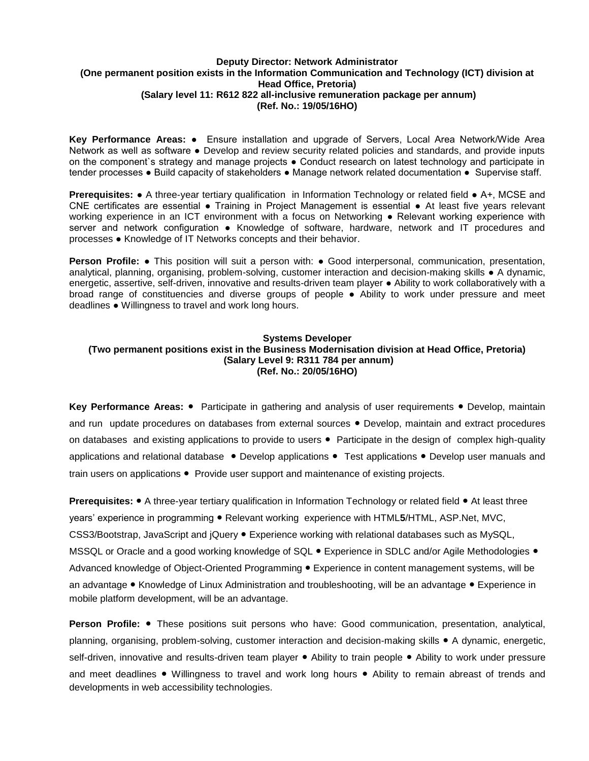**Deputy Director: Network Administrator**
**(One permanent position exists in the Information Communication and Technology (ICT) division at Head Office, Pretoria)**
**(Salary level 11: R612 822 all-inclusive remuneration package per annum)**
**(Ref. No.: 19/05/16HO)**

**Key Performance Areas:** ● Ensure installation and upgrade of Servers, Local Area Network/Wide Area Network as well as software ● Develop and review security related policies and standards, and provide inputs on the component`s strategy and manage projects ● Conduct research on latest technology and participate in tender processes ● Build capacity of stakeholders ● Manage network related documentation ● Supervise staff.

**Prerequisites:** ● A three-year tertiary qualification in Information Technology or related field ● A+, MCSE and CNE certificates are essential ● Training in Project Management is essential ● At least five years relevant working experience in an ICT environment with a focus on Networking ● Relevant working experience with server and network configuration ● Knowledge of software, hardware, network and IT procedures and processes ● Knowledge of IT Networks concepts and their behavior.

**Person Profile:** ● This position will suit a person with: ● Good interpersonal, communication, presentation, analytical, planning, organising, problem-solving, customer interaction and decision-making skills ● A dynamic, energetic, assertive, self-driven, innovative and results-driven team player ● Ability to work collaboratively with a broad range of constituencies and diverse groups of people ● Ability to work under pressure and meet deadlines ● Willingness to travel and work long hours.

**Systems Developer**
**(Two permanent positions exist in the Business Modernisation division at Head Office, Pretoria)**
**(Salary Level 9: R311 784 per annum)**
**(Ref. No.: 20/05/16HO)**

**Key Performance Areas:** ● Participate in gathering and analysis of user requirements ● Develop, maintain and run update procedures on databases from external sources ● Develop, maintain and extract procedures on databases and existing applications to provide to users ● Participate in the design of complex high-quality applications and relational database ● Develop applications ● Test applications ● Develop user manuals and train users on applications ● Provide user support and maintenance of existing projects.

**Prerequisites:** ● A three-year tertiary qualification in Information Technology or related field ● At least three years' experience in programming ● Relevant working experience with HTML**5**/HTML, ASP.Net, MVC, CSS3/Bootstrap, JavaScript and jQuery ● Experience working with relational databases such as MySQL, MSSQL or Oracle and a good working knowledge of SQL ● Experience in SDLC and/or Agile Methodologies ● Advanced knowledge of Object-Oriented Programming ● Experience in content management systems, will be an advantage ● Knowledge of Linux Administration and troubleshooting, will be an advantage ● Experience in mobile platform development, will be an advantage.

**Person Profile:** ● These positions suit persons who have: Good communication, presentation, analytical, planning, organising, problem-solving, customer interaction and decision-making skills ● A dynamic, energetic, self-driven, innovative and results-driven team player ● Ability to train people ● Ability to work under pressure and meet deadlines ● Willingness to travel and work long hours ● Ability to remain abreast of trends and developments in web accessibility technologies.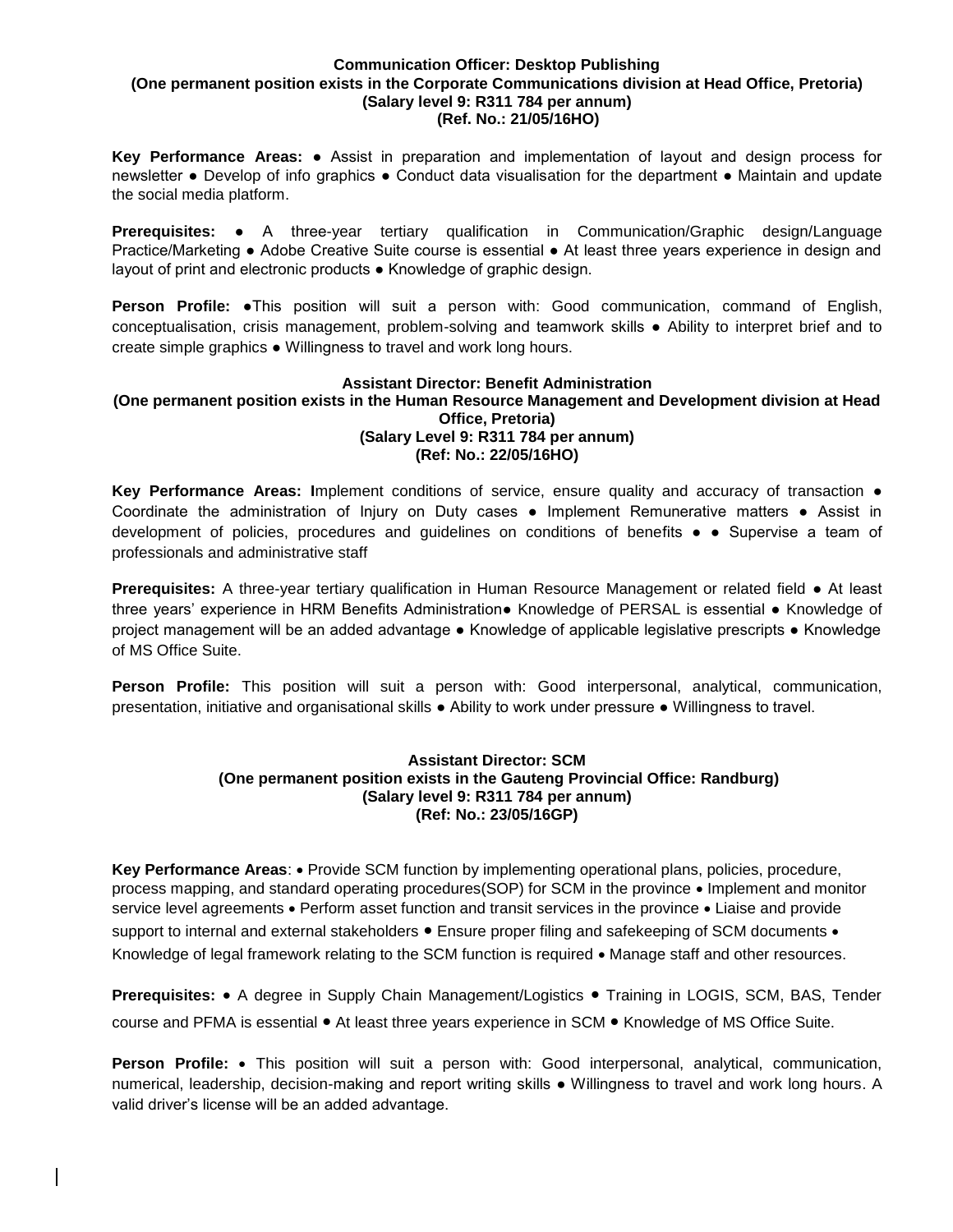**Communication Officer: Desktop Publishing**
**(One permanent position exists in the Corporate Communications division at Head Office, Pretoria)**
**(Salary level 9: R311 784 per annum)**
**(Ref. No.: 21/05/16HO)**

**Key Performance Areas:** ● Assist in preparation and implementation of layout and design process for newsletter ● Develop of info graphics ● Conduct data visualisation for the department ● Maintain and update the social media platform.

**Prerequisites:** ● A three-year tertiary qualification in Communication/Graphic design/Language Practice/Marketing ● Adobe Creative Suite course is essential ● At least three years experience in design and layout of print and electronic products ● Knowledge of graphic design.

**Person Profile:** ●This position will suit a person with: Good communication, command of English, conceptualisation, crisis management, problem-solving and teamwork skills ● Ability to interpret brief and to create simple graphics ● Willingness to travel and work long hours.

**Assistant Director: Benefit Administration**
**(One permanent position exists in the Human Resource Management and Development division at Head Office, Pretoria)**
**(Salary Level 9: R311 784 per annum)**
**(Ref: No.: 22/05/16HO)**

**Key Performance Areas: I**mplement conditions of service, ensure quality and accuracy of transaction ● Coordinate the administration of Injury on Duty cases ● Implement Remunerative matters ● Assist in development of policies, procedures and guidelines on conditions of benefits ● ● Supervise a team of professionals and administrative staff

**Prerequisites:** A three-year tertiary qualification in Human Resource Management or related field ● At least three years' experience in HRM Benefits Administration● Knowledge of PERSAL is essential ● Knowledge of project management will be an added advantage ● Knowledge of applicable legislative prescripts ● Knowledge of MS Office Suite.

**Person Profile:** This position will suit a person with: Good interpersonal, analytical, communication, presentation, initiative and organisational skills ● Ability to work under pressure ● Willingness to travel.

**Assistant Director: SCM**
**(One permanent position exists in the Gauteng Provincial Office: Randburg)**
**(Salary level 9: R311 784 per annum)**
**(Ref: No.: 23/05/16GP)**

**Key Performance Areas**: • Provide SCM function by implementing operational plans, policies, procedure, process mapping, and standard operating procedures(SOP) for SCM in the province • Implement and monitor service level agreements • Perform asset function and transit services in the province • Liaise and provide support to internal and external stakeholders • Ensure proper filing and safekeeping of SCM documents • Knowledge of legal framework relating to the SCM function is required • Manage staff and other resources.

**Prerequisites:** • A degree in Supply Chain Management/Logistics • Training in LOGIS, SCM, BAS, Tender course and PFMA is essential • At least three years experience in SCM • Knowledge of MS Office Suite.

**Person Profile:** • This position will suit a person with: Good interpersonal, analytical, communication, numerical, leadership, decision-making and report writing skills ● Willingness to travel and work long hours. A valid driver's license will be an added advantage.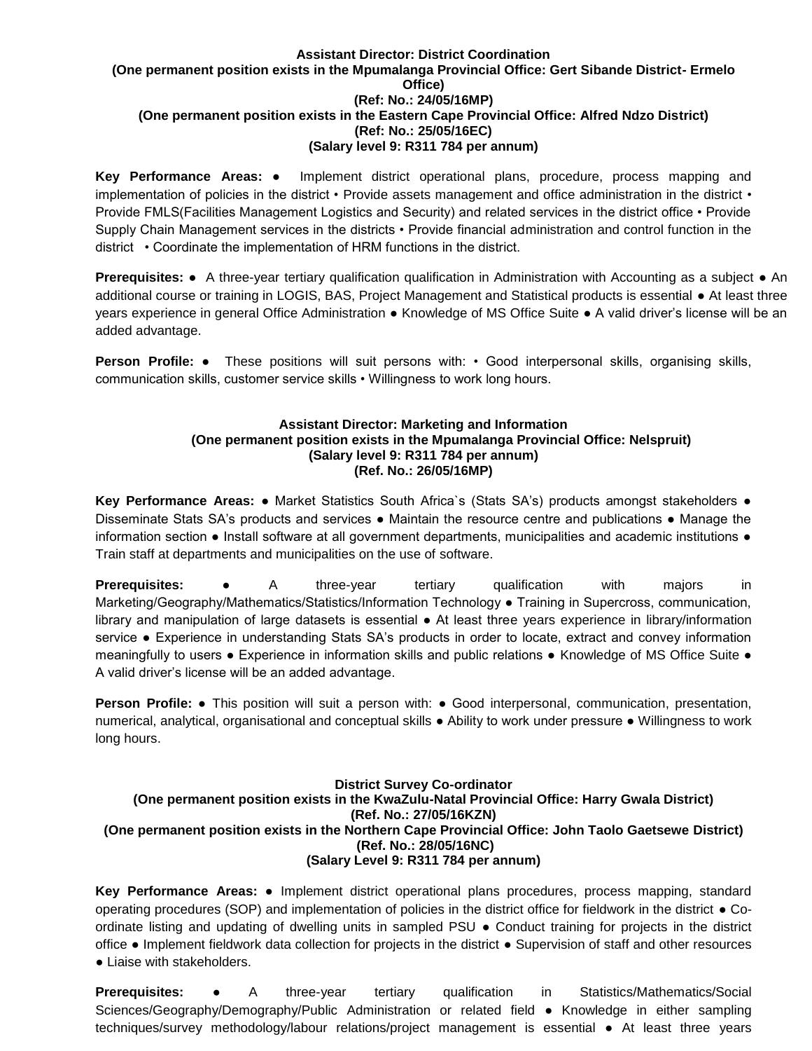**Assistant Director: District Coordination**
**(One permanent position exists in the Mpumalanga Provincial Office: Gert Sibande District- Ermelo Office)**
**(Ref: No.: 24/05/16MP)**
**(One permanent position exists in the Eastern Cape Provincial Office: Alfred Ndzo District)**
**(Ref: No.: 25/05/16EC)**
**(Salary level 9: R311 784 per annum)**

**Key Performance Areas:** ● Implement district operational plans, procedure, process mapping and implementation of policies in the district • Provide assets management and office administration in the district • Provide FMLS(Facilities Management Logistics and Security) and related services in the district office • Provide Supply Chain Management services in the districts • Provide financial administration and control function in the district • Coordinate the implementation of HRM functions in the district.

**Prerequisites:** ● A three-year tertiary qualification qualification in Administration with Accounting as a subject ● An additional course or training in LOGIS, BAS, Project Management and Statistical products is essential ● At least three years experience in general Office Administration ● Knowledge of MS Office Suite ● A valid driver's license will be an added advantage.

**Person Profile:** ● These positions will suit persons with: • Good interpersonal skills, organising skills, communication skills, customer service skills • Willingness to work long hours.

**Assistant Director: Marketing and Information**
**(One permanent position exists in the Mpumalanga Provincial Office: Nelspruit)**
**(Salary level 9: R311 784 per annum)**
**(Ref. No.: 26/05/16MP)**

**Key Performance Areas:** ● Market Statistics South Africa`s (Stats SA's) products amongst stakeholders ● Disseminate Stats SA's products and services ● Maintain the resource centre and publications ● Manage the information section ● Install software at all government departments, municipalities and academic institutions ● Train staff at departments and municipalities on the use of software.

**Prerequisites:** ● A three-year tertiary qualification with majors in Marketing/Geography/Mathematics/Statistics/Information Technology ● Training in Supercross, communication, library and manipulation of large datasets is essential ● At least three years experience in library/information service ● Experience in understanding Stats SA's products in order to locate, extract and convey information meaningfully to users ● Experience in information skills and public relations ● Knowledge of MS Office Suite ● A valid driver's license will be an added advantage.

**Person Profile:** ● This position will suit a person with: ● Good interpersonal, communication, presentation, numerical, analytical, organisational and conceptual skills ● Ability to work under pressure ● Willingness to work long hours.

**District Survey Co-ordinator**
**(One permanent position exists in the KwaZulu-Natal Provincial Office: Harry Gwala District)**
**(Ref. No.: 27/05/16KZN)**
**(One permanent position exists in the Northern Cape Provincial Office: John Taolo Gaetsewe District)**
**(Ref. No.: 28/05/16NC)**
**(Salary Level 9: R311 784 per annum)**

**Key Performance Areas:** ● Implement district operational plans procedures, process mapping, standard operating procedures (SOP) and implementation of policies in the district office for fieldwork in the district ● Co-ordinate listing and updating of dwelling units in sampled PSU ● Conduct training for projects in the district office ● Implement fieldwork data collection for projects in the district ● Supervision of staff and other resources ● Liaise with stakeholders.

**Prerequisites:** ● A three-year tertiary qualification in Statistics/Mathematics/Social Sciences/Geography/Demography/Public Administration or related field ● Knowledge in either sampling techniques/survey methodology/labour relations/project management is essential ● At least three years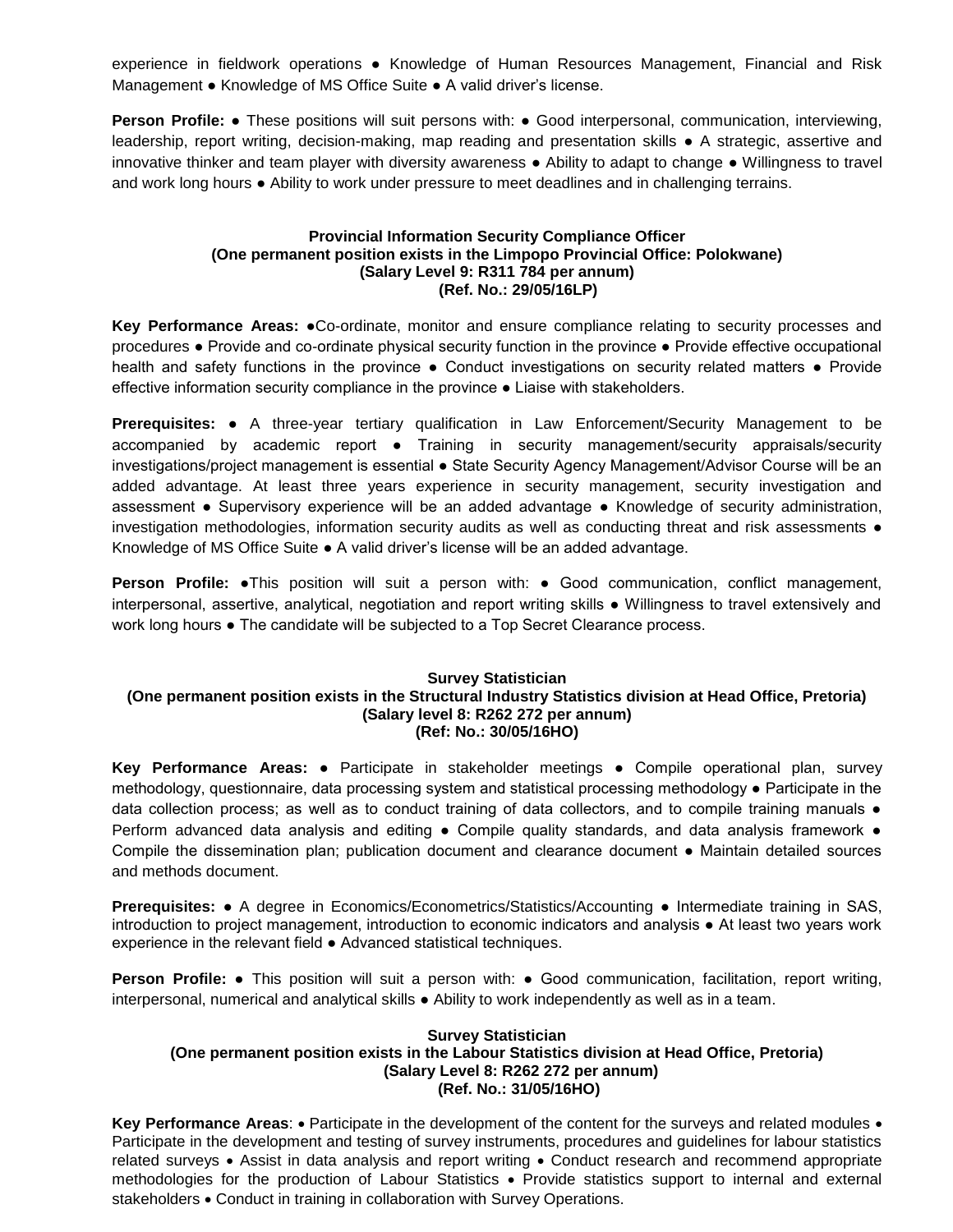experience in fieldwork operations ● Knowledge of Human Resources Management, Financial and Risk Management ● Knowledge of MS Office Suite ● A valid driver's license.

**Person Profile:** ● These positions will suit persons with: ● Good interpersonal, communication, interviewing, leadership, report writing, decision-making, map reading and presentation skills ● A strategic, assertive and innovative thinker and team player with diversity awareness ● Ability to adapt to change ● Willingness to travel and work long hours ● Ability to work under pressure to meet deadlines and in challenging terrains.

**Provincial Information Security Compliance Officer**
**(One permanent position exists in the Limpopo Provincial Office: Polokwane)**
**(Salary Level 9: R311 784 per annum)**
**(Ref. No.: 29/05/16LP)**

**Key Performance Areas:** ●Co-ordinate, monitor and ensure compliance relating to security processes and procedures ● Provide and co-ordinate physical security function in the province ● Provide effective occupational health and safety functions in the province ● Conduct investigations on security related matters ● Provide effective information security compliance in the province ● Liaise with stakeholders.

**Prerequisites:** ● A three-year tertiary qualification in Law Enforcement/Security Management to be accompanied by academic report ● Training in security management/security appraisals/security investigations/project management is essential ● State Security Agency Management/Advisor Course will be an added advantage. At least three years experience in security management, security investigation and assessment ● Supervisory experience will be an added advantage ● Knowledge of security administration, investigation methodologies, information security audits as well as conducting threat and risk assessments ● Knowledge of MS Office Suite ● A valid driver's license will be an added advantage.

**Person Profile:** ●This position will suit a person with: ● Good communication, conflict management, interpersonal, assertive, analytical, negotiation and report writing skills ● Willingness to travel extensively and work long hours ● The candidate will be subjected to a Top Secret Clearance process.

**Survey Statistician**
**(One permanent position exists in the Structural Industry Statistics division at Head Office, Pretoria)**
**(Salary level 8: R262 272 per annum)**
**(Ref: No.: 30/05/16HO)**

**Key Performance Areas:** ● Participate in stakeholder meetings ● Compile operational plan, survey methodology, questionnaire, data processing system and statistical processing methodology ● Participate in the data collection process; as well as to conduct training of data collectors, and to compile training manuals ● Perform advanced data analysis and editing ● Compile quality standards, and data analysis framework ● Compile the dissemination plan; publication document and clearance document ● Maintain detailed sources and methods document.

**Prerequisites:** ● A degree in Economics/Econometrics/Statistics/Accounting ● Intermediate training in SAS, introduction to project management, introduction to economic indicators and analysis ● At least two years work experience in the relevant field ● Advanced statistical techniques.

**Person Profile:** ● This position will suit a person with: ● Good communication, facilitation, report writing, interpersonal, numerical and analytical skills ● Ability to work independently as well as in a team.

**Survey Statistician**
**(One permanent position exists in the Labour Statistics division at Head Office, Pretoria)**
**(Salary Level 8: R262 272 per annum)**
**(Ref. No.: 31/05/16HO)**

**Key Performance Areas**: • Participate in the development of the content for the surveys and related modules • Participate in the development and testing of survey instruments, procedures and guidelines for labour statistics related surveys • Assist in data analysis and report writing • Conduct research and recommend appropriate methodologies for the production of Labour Statistics • Provide statistics support to internal and external stakeholders • Conduct in training in collaboration with Survey Operations.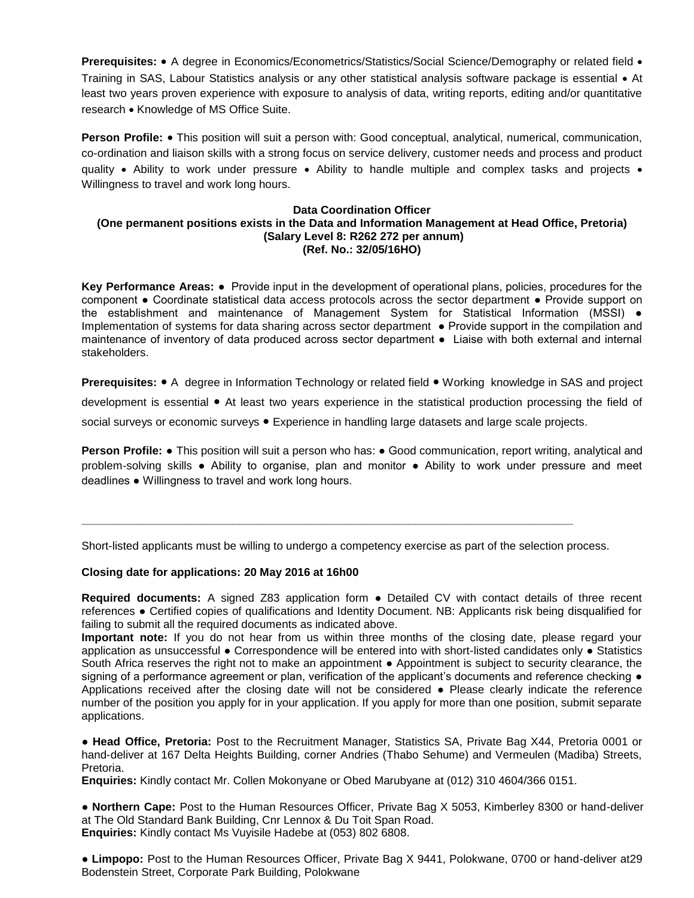**Prerequisites:** • A degree in Economics/Econometrics/Statistics/Social Science/Demography or related field • Training in SAS, Labour Statistics analysis or any other statistical analysis software package is essential • At least two years proven experience with exposure to analysis of data, writing reports, editing and/or quantitative research • Knowledge of MS Office Suite.

**Person Profile:** • This position will suit a person with: Good conceptual, analytical, numerical, communication, co-ordination and liaison skills with a strong focus on service delivery, customer needs and process and product quality • Ability to work under pressure • Ability to handle multiple and complex tasks and projects • Willingness to travel and work long hours.

**Data Coordination Officer**
**(One permanent positions exists in the Data and Information Management at Head Office, Pretoria)**
**(Salary Level 8: R262 272 per annum)**
**(Ref. No.: 32/05/16HO)**

**Key Performance Areas:** ● Provide input in the development of operational plans, policies, procedures for the component ● Coordinate statistical data access protocols across the sector department ● Provide support on the establishment and maintenance of Management System for Statistical Information (MSSI) ● Implementation of systems for data sharing across sector department ● Provide support in the compilation and maintenance of inventory of data produced across sector department ● Liaise with both external and internal stakeholders.

**Prerequisites:** • A degree in Information Technology or related field • Working knowledge in SAS and project development is essential • At least two years experience in the statistical production processing the field of social surveys or economic surveys • Experience in handling large datasets and large scale projects.

**Person Profile:** ● This position will suit a person who has: ● Good communication, report writing, analytical and problem-solving skills ● Ability to organise, plan and monitor ● Ability to work under pressure and meet deadlines ● Willingness to travel and work long hours.

---

Short-listed applicants must be willing to undergo a competency exercise as part of the selection process.

**Closing date for applications: 20 May 2016 at 16h00**

**Required documents:** A signed Z83 application form ● Detailed CV with contact details of three recent references ● Certified copies of qualifications and Identity Document. NB: Applicants risk being disqualified for failing to submit all the required documents as indicated above.
**Important note:** If you do not hear from us within three months of the closing date, please regard your application as unsuccessful ● Correspondence will be entered into with short-listed candidates only ● Statistics South Africa reserves the right not to make an appointment ● Appointment is subject to security clearance, the signing of a performance agreement or plan, verification of the applicant's documents and reference checking ● Applications received after the closing date will not be considered ● Please clearly indicate the reference number of the position you apply for in your application. If you apply for more than one position, submit separate applications.

● **Head Office, Pretoria:** Post to the Recruitment Manager, Statistics SA, Private Bag X44, Pretoria 0001 or hand-deliver at 167 Delta Heights Building, corner Andries (Thabo Sehume) and Vermeulen (Madiba) Streets, Pretoria.
**Enquiries:** Kindly contact Mr. Collen Mokonyane or Obed Marubyane at (012) 310 4604/366 0151.

● **Northern Cape:** Post to the Human Resources Officer, Private Bag X 5053, Kimberley 8300 or hand-deliver at The Old Standard Bank Building, Cnr Lennox & Du Toit Span Road.
**Enquiries:** Kindly contact Ms Vuyisile Hadebe at (053) 802 6808.

● **Limpopo:** Post to the Human Resources Officer, Private Bag X 9441, Polokwane, 0700 or hand-deliver at29 Bodenstein Street, Corporate Park Building, Polokwane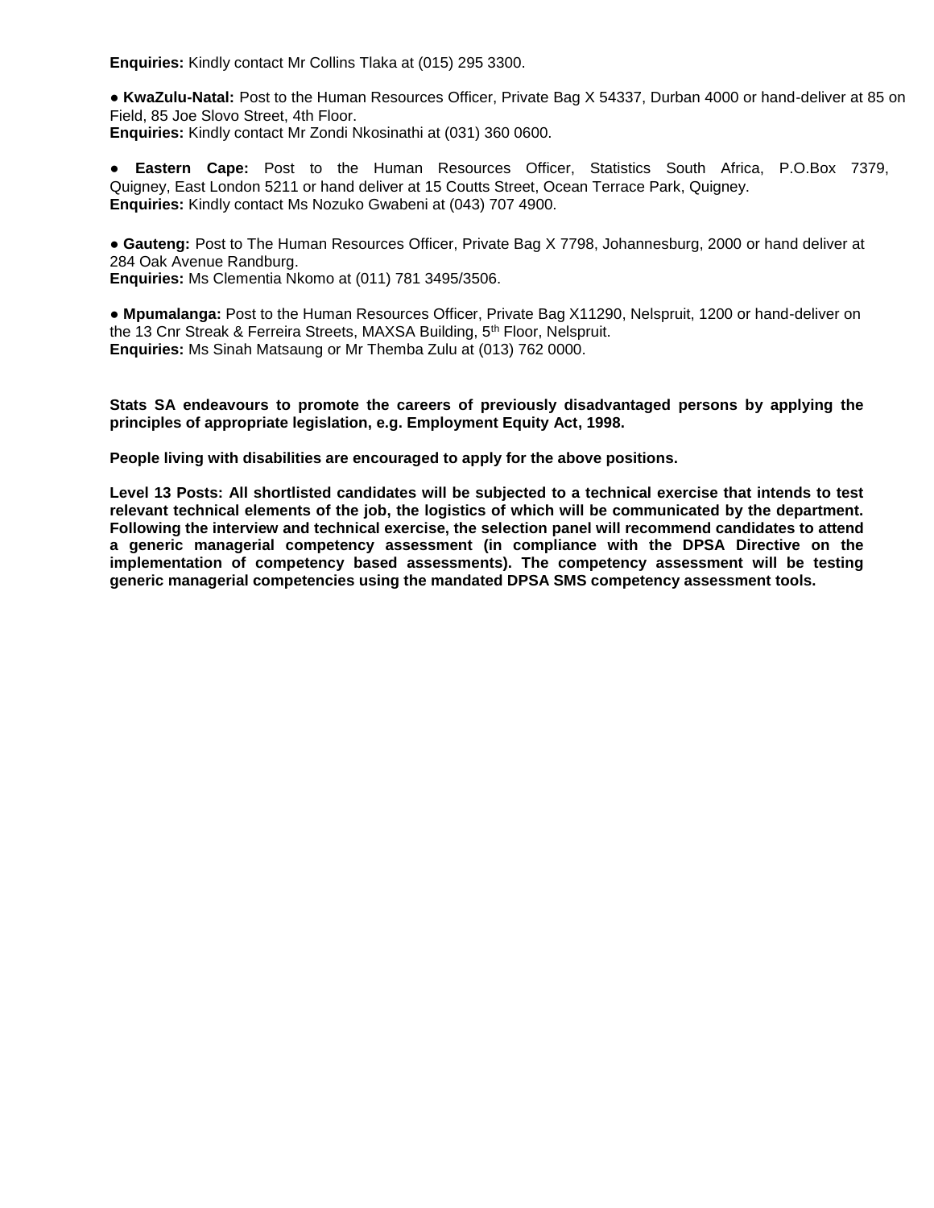**Enquiries:** Kindly contact Mr Collins Tlaka at (015) 295 3300.

● **KwaZulu-Natal:** Post to the Human Resources Officer, Private Bag X 54337, Durban 4000 or hand-deliver at 85 on Field, 85 Joe Slovo Street, 4th Floor.
**Enquiries:** Kindly contact Mr Zondi Nkosinathi at (031) 360 0600.

● **Eastern Cape:** Post to the Human Resources Officer, Statistics South Africa, P.O.Box 7379, Quigney, East London 5211 or hand deliver at 15 Coutts Street, Ocean Terrace Park, Quigney.
**Enquiries:** Kindly contact Ms Nozuko Gwabeni at (043) 707 4900.

● **Gauteng:** Post to The Human Resources Officer, Private Bag X 7798, Johannesburg, 2000 or hand deliver at 284 Oak Avenue Randburg.
**Enquiries:** Ms Clementia Nkomo at (011) 781 3495/3506.

● **Mpumalanga:** Post to the Human Resources Officer, Private Bag X11290, Nelspruit, 1200 or hand-deliver on the 13 Cnr Streak & Ferreira Streets, MAXSA Building, 5th Floor, Nelspruit.
**Enquiries:** Ms Sinah Matsaung or Mr Themba Zulu at (013) 762 0000.

**Stats SA endeavours to promote the careers of previously disadvantaged persons by applying the principles of appropriate legislation, e.g. Employment Equity Act, 1998.**

**People living with disabilities are encouraged to apply for the above positions.**

**Level 13 Posts: All shortlisted candidates will be subjected to a technical exercise that intends to test relevant technical elements of the job, the logistics of which will be communicated by the department. Following the interview and technical exercise, the selection panel will recommend candidates to attend a generic managerial competency assessment (in compliance with the DPSA Directive on the implementation of competency based assessments). The competency assessment will be testing generic managerial competencies using the mandated DPSA SMS competency assessment tools.**